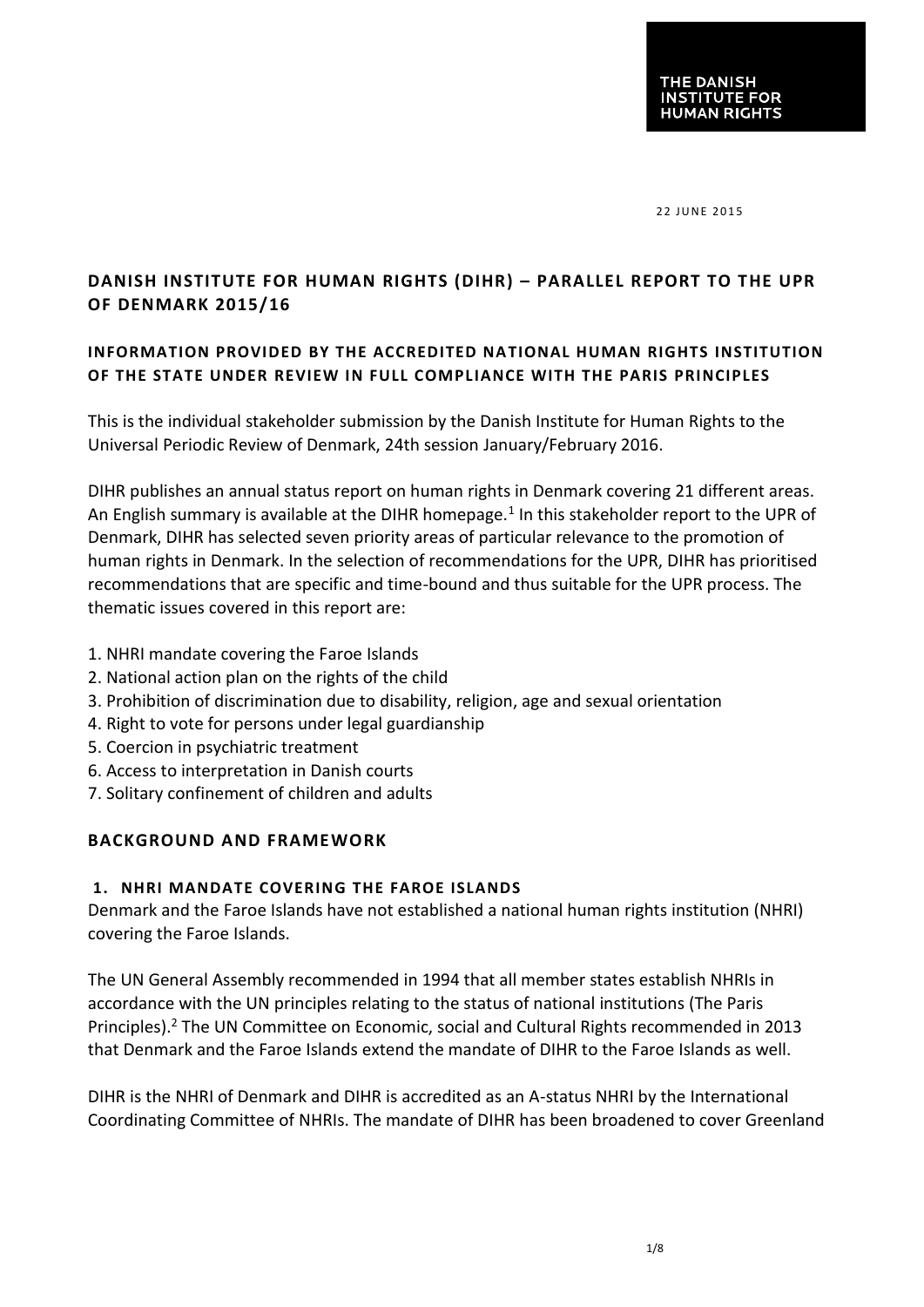THE DANISH INSTITUTE FOR HUMAN RIGHTS

22 JUNE 2015

# DANISH INSTITUTE FOR HUMAN RIGHTS (DIHR) – PARALLEL REPORT TO THE UPR OF DENMARK 2015/16

## INFORMATION PROVIDED BY THE ACCREDITED NATIONAL HUMAN RIGHTS INSTITUTION OF THE STATE UNDER REVIEW IN FULL COMPLIANCE WITH THE PARIS PRINCIPLES

This is the individual stakeholder submission by the Danish Institute for Human Rights to the Universal Periodic Review of Denmark, 24th session January/February 2016.

DIHR publishes an annual status report on human rights in Denmark covering 21 different areas. An English summary is available at the DIHR homepage.[1] In this stakeholder report to the UPR of Denmark, DIHR has selected seven priority areas of particular relevance to the promotion of human rights in Denmark. In the selection of recommendations for the UPR, DIHR has prioritised recommendations that are specific and time-bound and thus suitable for the UPR process. The thematic issues covered in this report are:

1. NHRI mandate covering the Faroe Islands
2. National action plan on the rights of the child
3. Prohibition of discrimination due to disability, religion, age and sexual orientation
4. Right to vote for persons under legal guardianship
5. Coercion in psychiatric treatment
6. Access to interpretation in Danish courts
7. Solitary confinement of children and adults

## BACKGROUND AND FRAMEWORK

### 1. NHRI MANDATE COVERING THE FAROE ISLANDS

Denmark and the Faroe Islands have not established a national human rights institution (NHRI) covering the Faroe Islands.

The UN General Assembly recommended in 1994 that all member states establish NHRIs in accordance with the UN principles relating to the status of national institutions (The Paris Principles).[2] The UN Committee on Economic, social and Cultural Rights recommended in 2013 that Denmark and the Faroe Islands extend the mandate of DIHR to the Faroe Islands as well.

DIHR is the NHRI of Denmark and DIHR is accredited as an A-status NHRI by the International Coordinating Committee of NHRIs. The mandate of DIHR has been broadened to cover Greenland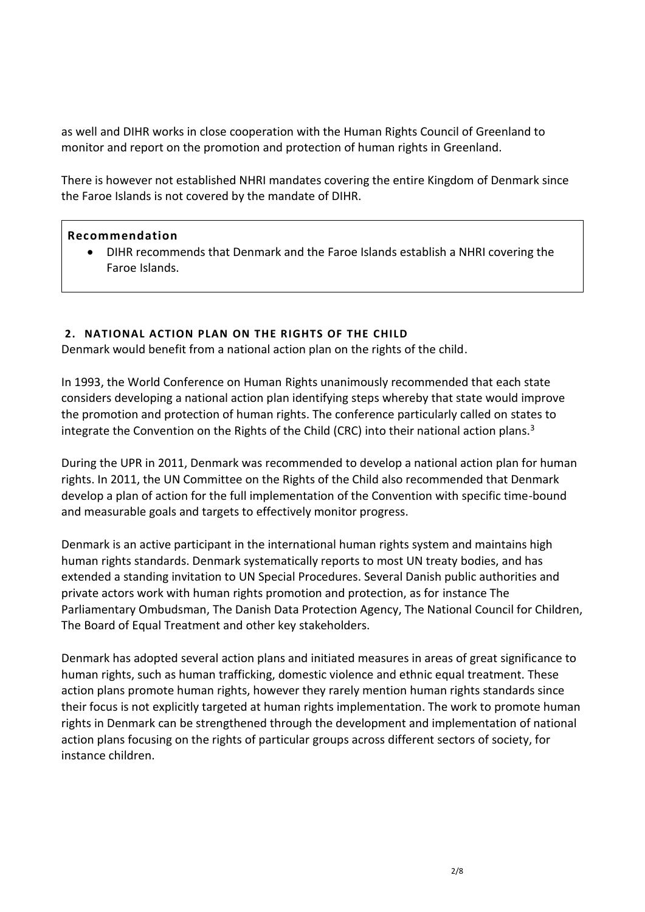as well and DIHR works in close cooperation with the Human Rights Council of Greenland to monitor and report on the promotion and protection of human rights in Greenland.

There is however not established NHRI mandates covering the entire Kingdom of Denmark since the Faroe Islands is not covered by the mandate of DIHR.

**Recommendation**

- DIHR recommends that Denmark and the Faroe Islands establish a NHRI covering the Faroe Islands.

## 2. NATIONAL ACTION PLAN ON THE RIGHTS OF THE CHILD

Denmark would benefit from a national action plan on the rights of the child.

In 1993, the World Conference on Human Rights unanimously recommended that each state considers developing a national action plan identifying steps whereby that state would improve the promotion and protection of human rights. The conference particularly called on states to integrate the Convention on the Rights of the Child (CRC) into their national action plans.[3]

During the UPR in 2011, Denmark was recommended to develop a national action plan for human rights. In 2011, the UN Committee on the Rights of the Child also recommended that Denmark develop a plan of action for the full implementation of the Convention with specific time-bound and measurable goals and targets to effectively monitor progress.

Denmark is an active participant in the international human rights system and maintains high human rights standards. Denmark systematically reports to most UN treaty bodies, and has extended a standing invitation to UN Special Procedures. Several Danish public authorities and private actors work with human rights promotion and protection, as for instance The Parliamentary Ombudsman, The Danish Data Protection Agency, The National Council for Children, The Board of Equal Treatment and other key stakeholders.

Denmark has adopted several action plans and initiated measures in areas of great significance to human rights, such as human trafficking, domestic violence and ethnic equal treatment. These action plans promote human rights, however they rarely mention human rights standards since their focus is not explicitly targeted at human rights implementation. The work to promote human rights in Denmark can be strengthened through the development and implementation of national action plans focusing on the rights of particular groups across different sectors of society, for instance children.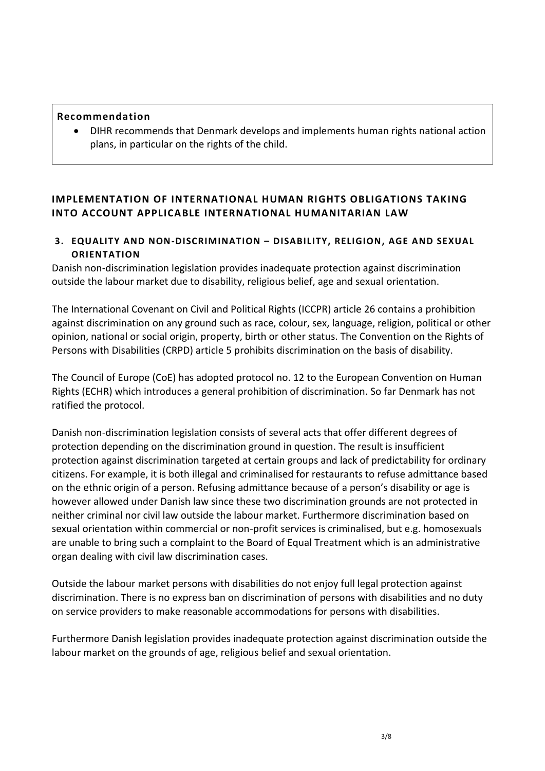**Recommendation**

- DIHR recommends that Denmark develops and implements human rights national action plans, in particular on the rights of the child.

## IMPLEMENTATION OF INTERNATIONAL HUMAN RIGHTS OBLIGATIONS TAKING INTO ACCOUNT APPLICABLE INTERNATIONAL HUMANITARIAN LAW

### 3. EQUALITY AND NON-DISCRIMINATION – DISABILITY, RELIGION, AGE AND SEXUAL ORIENTATION

Danish non-discrimination legislation provides inadequate protection against discrimination outside the labour market due to disability, religious belief, age and sexual orientation.

The International Covenant on Civil and Political Rights (ICCPR) article 26 contains a prohibition against discrimination on any ground such as race, colour, sex, language, religion, political or other opinion, national or social origin, property, birth or other status. The Convention on the Rights of Persons with Disabilities (CRPD) article 5 prohibits discrimination on the basis of disability.

The Council of Europe (CoE) has adopted protocol no. 12 to the European Convention on Human Rights (ECHR) which introduces a general prohibition of discrimination. So far Denmark has not ratified the protocol.

Danish non-discrimination legislation consists of several acts that offer different degrees of protection depending on the discrimination ground in question. The result is insufficient protection against discrimination targeted at certain groups and lack of predictability for ordinary citizens. For example, it is both illegal and criminalised for restaurants to refuse admittance based on the ethnic origin of a person. Refusing admittance because of a person's disability or age is however allowed under Danish law since these two discrimination grounds are not protected in neither criminal nor civil law outside the labour market. Furthermore discrimination based on sexual orientation within commercial or non-profit services is criminalised, but e.g. homosexuals are unable to bring such a complaint to the Board of Equal Treatment which is an administrative organ dealing with civil law discrimination cases.

Outside the labour market persons with disabilities do not enjoy full legal protection against discrimination. There is no express ban on discrimination of persons with disabilities and no duty on service providers to make reasonable accommodations for persons with disabilities.

Furthermore Danish legislation provides inadequate protection against discrimination outside the labour market on the grounds of age, religious belief and sexual orientation.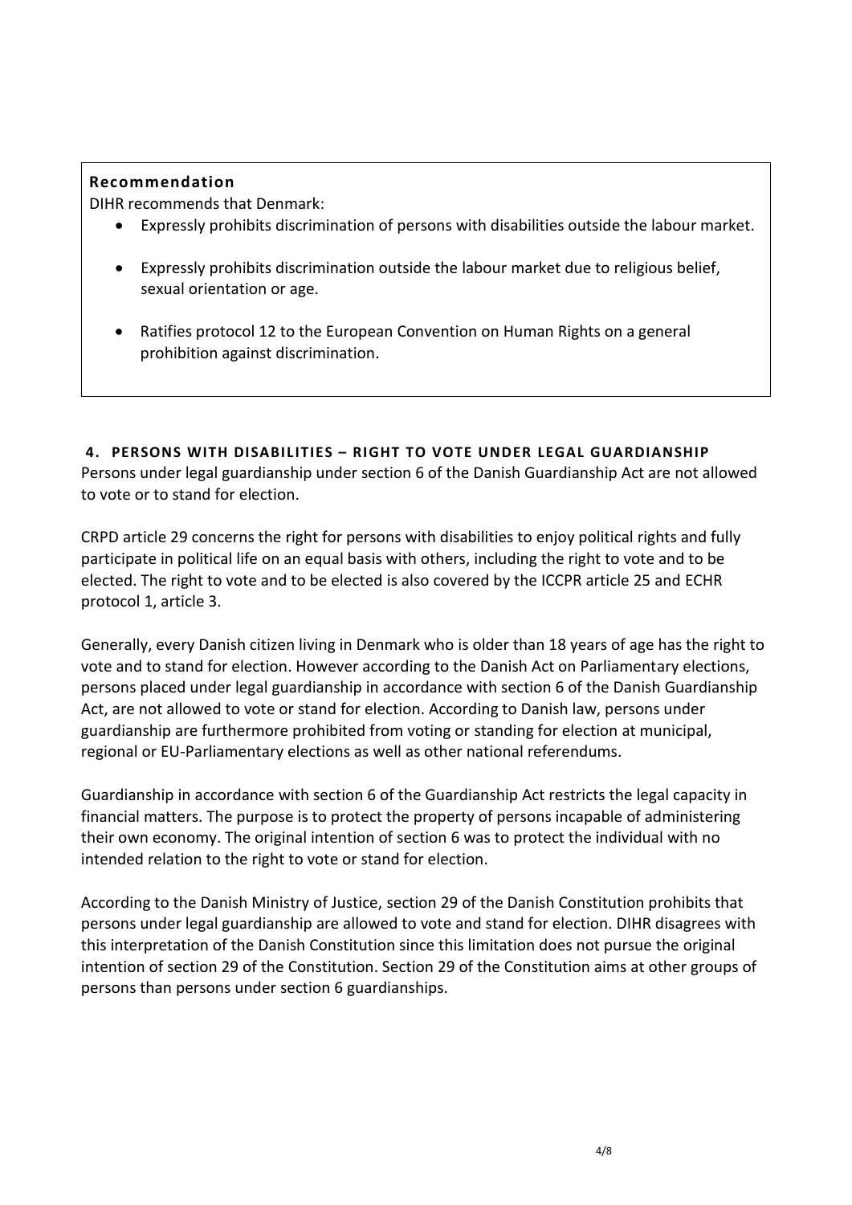**Recommendation**

DIHR recommends that Denmark:

- Expressly prohibits discrimination of persons with disabilities outside the labour market.
- Expressly prohibits discrimination outside the labour market due to religious belief, sexual orientation or age.
- Ratifies protocol 12 to the European Convention on Human Rights on a general prohibition against discrimination.

## 4. PERSONS WITH DISABILITIES – RIGHT TO VOTE UNDER LEGAL GUARDIANSHIP

Persons under legal guardianship under section 6 of the Danish Guardianship Act are not allowed to vote or to stand for election.

CRPD article 29 concerns the right for persons with disabilities to enjoy political rights and fully participate in political life on an equal basis with others, including the right to vote and to be elected. The right to vote and to be elected is also covered by the ICCPR article 25 and ECHR protocol 1, article 3.

Generally, every Danish citizen living in Denmark who is older than 18 years of age has the right to vote and to stand for election. However according to the Danish Act on Parliamentary elections, persons placed under legal guardianship in accordance with section 6 of the Danish Guardianship Act, are not allowed to vote or stand for election. According to Danish law, persons under guardianship are furthermore prohibited from voting or standing for election at municipal, regional or EU-Parliamentary elections as well as other national referendums.

Guardianship in accordance with section 6 of the Guardianship Act restricts the legal capacity in financial matters. The purpose is to protect the property of persons incapable of administering their own economy. The original intention of section 6 was to protect the individual with no intended relation to the right to vote or stand for election.

According to the Danish Ministry of Justice, section 29 of the Danish Constitution prohibits that persons under legal guardianship are allowed to vote and stand for election. DIHR disagrees with this interpretation of the Danish Constitution since this limitation does not pursue the original intention of section 29 of the Constitution. Section 29 of the Constitution aims at other groups of persons than persons under section 6 guardianships.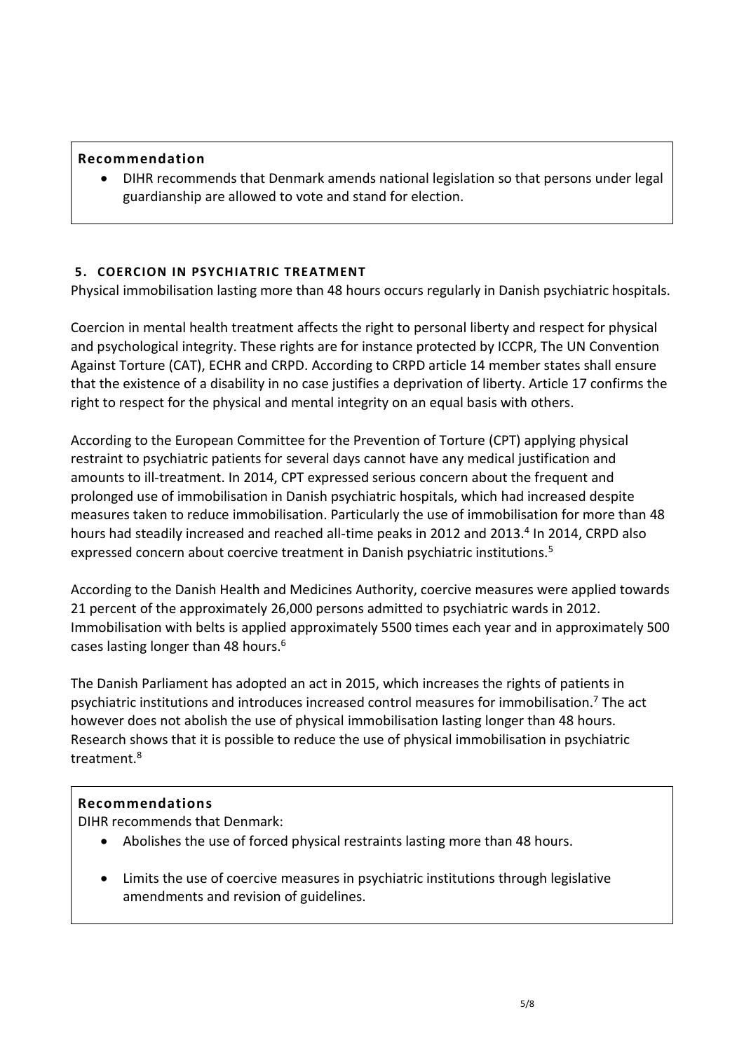**Recommendation**

- DIHR recommends that Denmark amends national legislation so that persons under legal guardianship are allowed to vote and stand for election.

## 5. COERCION IN PSYCHIATRIC TREATMENT

Physical immobilisation lasting more than 48 hours occurs regularly in Danish psychiatric hospitals.

Coercion in mental health treatment affects the right to personal liberty and respect for physical and psychological integrity. These rights are for instance protected by ICCPR, The UN Convention Against Torture (CAT), ECHR and CRPD. According to CRPD article 14 member states shall ensure that the existence of a disability in no case justifies a deprivation of liberty. Article 17 confirms the right to respect for the physical and mental integrity on an equal basis with others.

According to the European Committee for the Prevention of Torture (CPT) applying physical restraint to psychiatric patients for several days cannot have any medical justification and amounts to ill-treatment. In 2014, CPT expressed serious concern about the frequent and prolonged use of immobilisation in Danish psychiatric hospitals, which had increased despite measures taken to reduce immobilisation. Particularly the use of immobilisation for more than 48 hours had steadily increased and reached all-time peaks in 2012 and 2013.[4] In 2014, CRPD also expressed concern about coercive treatment in Danish psychiatric institutions.[5]

According to the Danish Health and Medicines Authority, coercive measures were applied towards 21 percent of the approximately 26,000 persons admitted to psychiatric wards in 2012. Immobilisation with belts is applied approximately 5500 times each year and in approximately 500 cases lasting longer than 48 hours.[6]

The Danish Parliament has adopted an act in 2015, which increases the rights of patients in psychiatric institutions and introduces increased control measures for immobilisation.[7] The act however does not abolish the use of physical immobilisation lasting longer than 48 hours. Research shows that it is possible to reduce the use of physical immobilisation in psychiatric treatment.[8]

**Recommendations**

DIHR recommends that Denmark:

- Abolishes the use of forced physical restraints lasting more than 48 hours.
- Limits the use of coercive measures in psychiatric institutions through legislative amendments and revision of guidelines.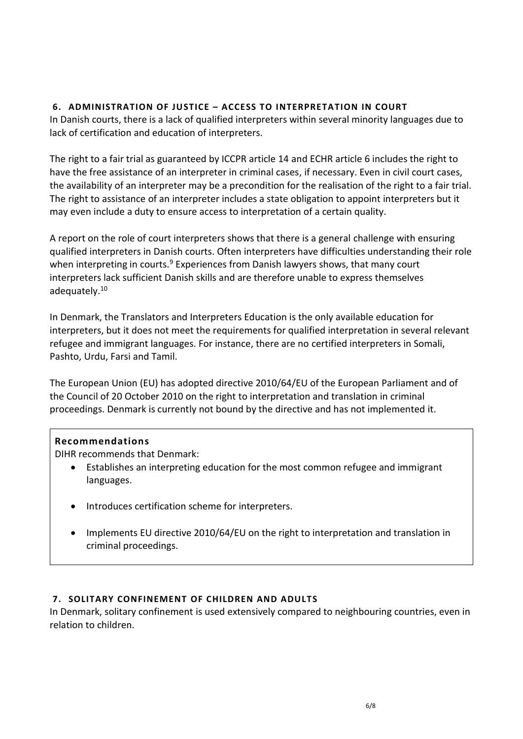## 6. ADMINISTRATION OF JUSTICE – ACCESS TO INTERPRETATION IN COURT

In Danish courts, there is a lack of qualified interpreters within several minority languages due to lack of certification and education of interpreters.

The right to a fair trial as guaranteed by ICCPR article 14 and ECHR article 6 includes the right to have the free assistance of an interpreter in criminal cases, if necessary. Even in civil court cases, the availability of an interpreter may be a precondition for the realisation of the right to a fair trial. The right to assistance of an interpreter includes a state obligation to appoint interpreters but it may even include a duty to ensure access to interpretation of a certain quality.

A report on the role of court interpreters shows that there is a general challenge with ensuring qualified interpreters in Danish courts. Often interpreters have difficulties understanding their role when interpreting in courts.[9] Experiences from Danish lawyers shows, that many court interpreters lack sufficient Danish skills and are therefore unable to express themselves adequately.[10]

In Denmark, the Translators and Interpreters Education is the only available education for interpreters, but it does not meet the requirements for qualified interpretation in several relevant refugee and immigrant languages. For instance, there are no certified interpreters in Somali, Pashto, Urdu, Farsi and Tamil.

The European Union (EU) has adopted directive 2010/64/EU of the European Parliament and of the Council of 20 October 2010 on the right to interpretation and translation in criminal proceedings. Denmark is currently not bound by the directive and has not implemented it.

**Recommendations**

DIHR recommends that Denmark:

- Establishes an interpreting education for the most common refugee and immigrant languages.
- Introduces certification scheme for interpreters.
- Implements EU directive 2010/64/EU on the right to interpretation and translation in criminal proceedings.

## 7. SOLITARY CONFINEMENT OF CHILDREN AND ADULTS

In Denmark, solitary confinement is used extensively compared to neighbouring countries, even in relation to children.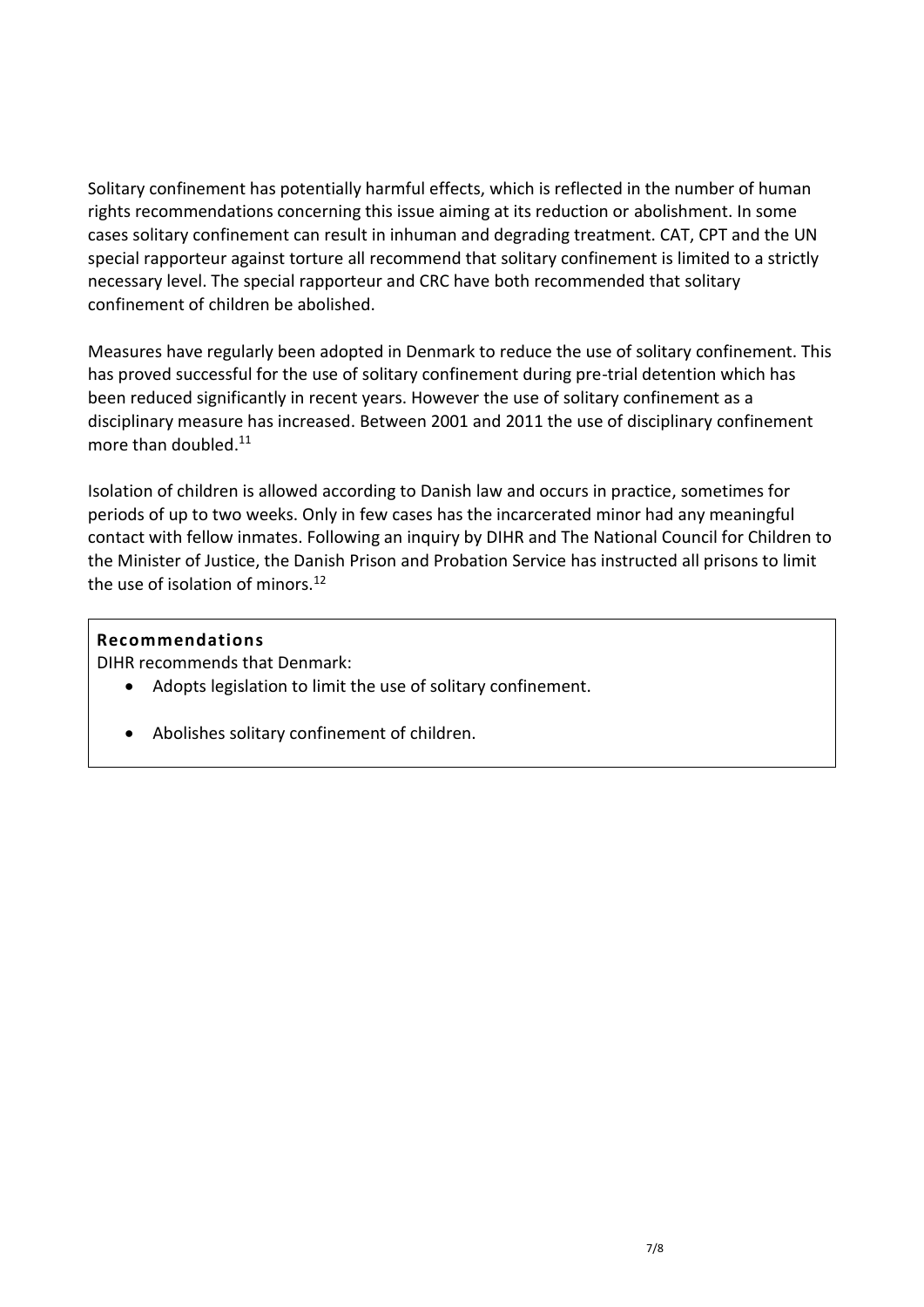Solitary confinement has potentially harmful effects, which is reflected in the number of human rights recommendations concerning this issue aiming at its reduction or abolishment. In some cases solitary confinement can result in inhuman and degrading treatment. CAT, CPT and the UN special rapporteur against torture all recommend that solitary confinement is limited to a strictly necessary level. The special rapporteur and CRC have both recommended that solitary confinement of children be abolished.

Measures have regularly been adopted in Denmark to reduce the use of solitary confinement. This has proved successful for the use of solitary confinement during pre-trial detention which has been reduced significantly in recent years. However the use of solitary confinement as a disciplinary measure has increased. Between 2001 and 2011 the use of disciplinary confinement more than doubled.[11]

Isolation of children is allowed according to Danish law and occurs in practice, sometimes for periods of up to two weeks. Only in few cases has the incarcerated minor had any meaningful contact with fellow inmates. Following an inquiry by DIHR and The National Council for Children to the Minister of Justice, the Danish Prison and Probation Service has instructed all prisons to limit the use of isolation of minors.[12]

**Recommendations**

DIHR recommends that Denmark:

- Adopts legislation to limit the use of solitary confinement.
- Abolishes solitary confinement of children.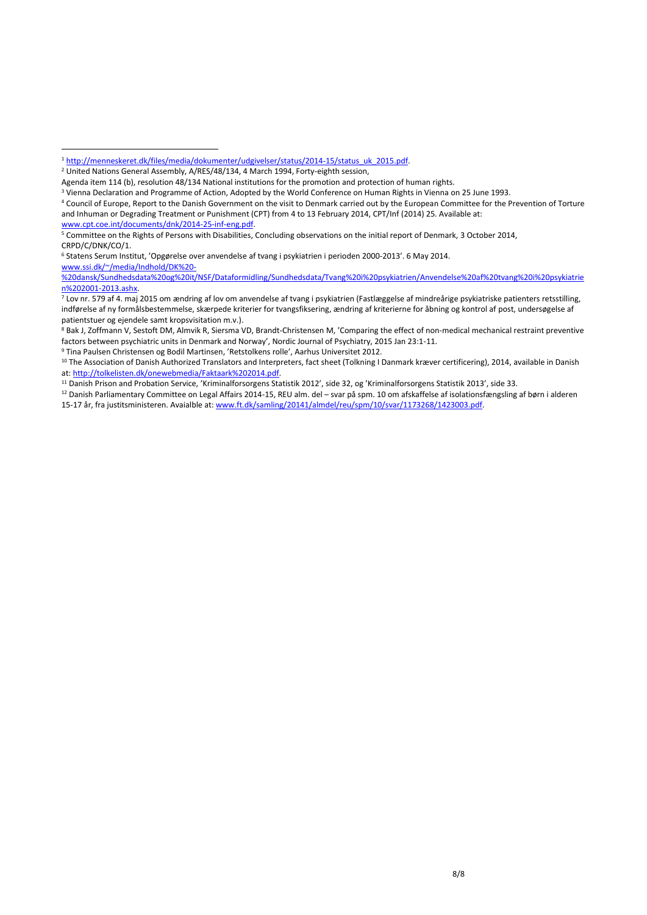[1] http://menneskeret.dk/files/media/dokumenter/udgivelser/status/2014-15/status_uk_2015.pdf.

[2] United Nations General Assembly, A/RES/48/134, 4 March 1994, Forty-eighth session, Agenda item 114 (b), resolution 48/134 National institutions for the promotion and protection of human rights.

[3] Vienna Declaration and Programme of Action, Adopted by the World Conference on Human Rights in Vienna on 25 June 1993.

[4] Council of Europe, Report to the Danish Government on the visit to Denmark carried out by the European Committee for the Prevention of Torture and Inhuman or Degrading Treatment or Punishment (CPT) from 4 to 13 February 2014, CPT/Inf (2014) 25. Available at: www.cpt.coe.int/documents/dnk/2014-25-inf-eng.pdf.

[5] Committee on the Rights of Persons with Disabilities, Concluding observations on the initial report of Denmark, 3 October 2014, CRPD/C/DNK/CO/1.

[6] Statens Serum Institut, 'Opgørelse over anvendelse af tvang i psykiatrien i perioden 2000-2013'. 6 May 2014. www.ssi.dk/~/media/Indhold/DK%20-%20dansk/Sundhedsdata%20og%20it/NSF/Dataformidling/Sundhedsdata/Tvang%20i%20psykiatrien/Anvendelse%20af%20tvang%20i%20psykiatrien%202001-2013.ashx.

[7] Lov nr. 579 af 4. maj 2015 om ændring af lov om anvendelse af tvang i psykiatrien (Fastlæggelse af mindreårige psykiatriske patienters retsstilling, indførelse af ny formålsbestemmelse, skærpede kriterier for tvangsfiksering, ændring af kriterierne for åbning og kontrol af post, undersøgelse af patientstuer og ejendele samt kropsvisitation m.v.).

[8] Bak J, Zoffmann V, Sestoft DM, Almvik R, Siersma VD, Brandt-Christensen M, 'Comparing the effect of non-medical mechanical restraint preventive factors between psychiatric units in Denmark and Norway', Nordic Journal of Psychiatry, 2015 Jan 23:1-11.

[9] Tina Paulsen Christensen og Bodil Martinsen, 'Retstolkens rolle', Aarhus Universitet 2012.

[10] The Association of Danish Authorized Translators and Interpreters, fact sheet (Tolkning I Danmark kræver certificering), 2014, available in Danish at: http://tolkelisten.dk/onewebmedia/Faktaark%202014.pdf.

[11] Danish Prison and Probation Service, 'Kriminalforsorgens Statistik 2012', side 32, og 'Kriminalforsorgens Statistik 2013', side 33.

[12] Danish Parliamentary Committee on Legal Affairs 2014-15, REU alm. del – svar på spm. 10 om afskaffelse af isolationsfængsling af børn i alderen 15-17 år, fra justitsministeren. Avaialble at: www.ft.dk/samling/20141/almdel/reu/spm/10/svar/1173268/1423003.pdf.